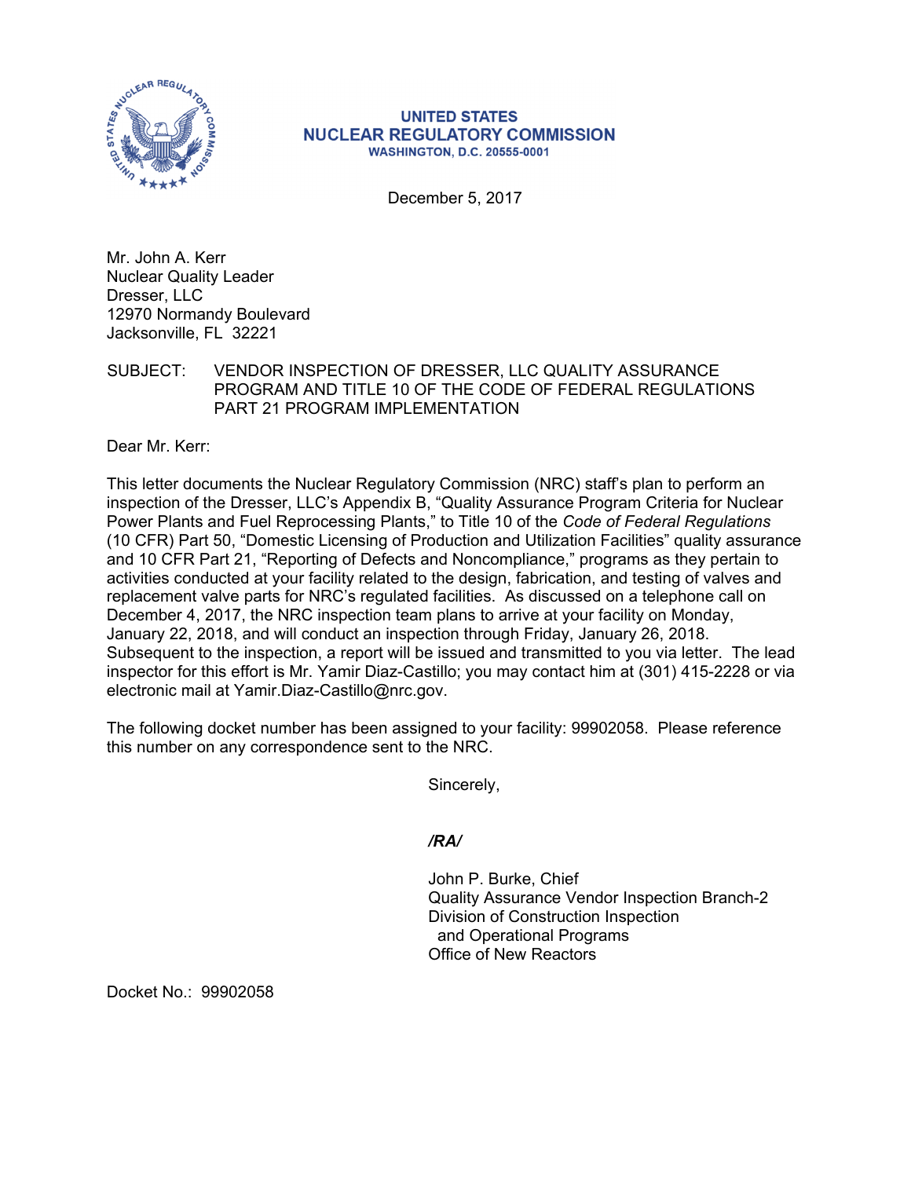**UNITED STATES**
**NUCLEAR REGULATORY COMMISSION**
**WASHINGTON, D.C. 20555-0001**

December 5, 2017

Mr. John A. Kerr
Nuclear Quality Leader
Dresser, LLC
12970 Normandy Boulevard
Jacksonville, FL 32221

SUBJECT: VENDOR INSPECTION OF DRESSER, LLC QUALITY ASSURANCE PROGRAM AND TITLE 10 OF THE CODE OF FEDERAL REGULATIONS PART 21 PROGRAM IMPLEMENTATION

Dear Mr. Kerr:

This letter documents the Nuclear Regulatory Commission (NRC) staff's plan to perform an inspection of the Dresser, LLC's Appendix B, "Quality Assurance Program Criteria for Nuclear Power Plants and Fuel Reprocessing Plants," to Title 10 of the *Code of Federal Regulations* (10 CFR) Part 50, "Domestic Licensing of Production and Utilization Facilities" quality assurance and 10 CFR Part 21, "Reporting of Defects and Noncompliance," programs as they pertain to activities conducted at your facility related to the design, fabrication, and testing of valves and replacement valve parts for NRC's regulated facilities. As discussed on a telephone call on December 4, 2017, the NRC inspection team plans to arrive at your facility on Monday, January 22, 2018, and will conduct an inspection through Friday, January 26, 2018. Subsequent to the inspection, a report will be issued and transmitted to you via letter. The lead inspector for this effort is Mr. Yamir Diaz-Castillo; you may contact him at (301) 415-2228 or via electronic mail at Yamir.Diaz-Castillo@nrc.gov.

The following docket number has been assigned to your facility: 99902058. Please reference this number on any correspondence sent to the NRC.

Sincerely,

*/RA/*

John P. Burke, Chief
Quality Assurance Vendor Inspection Branch-2
Division of Construction Inspection
and Operational Programs
Office of New Reactors

Docket No.: 99902058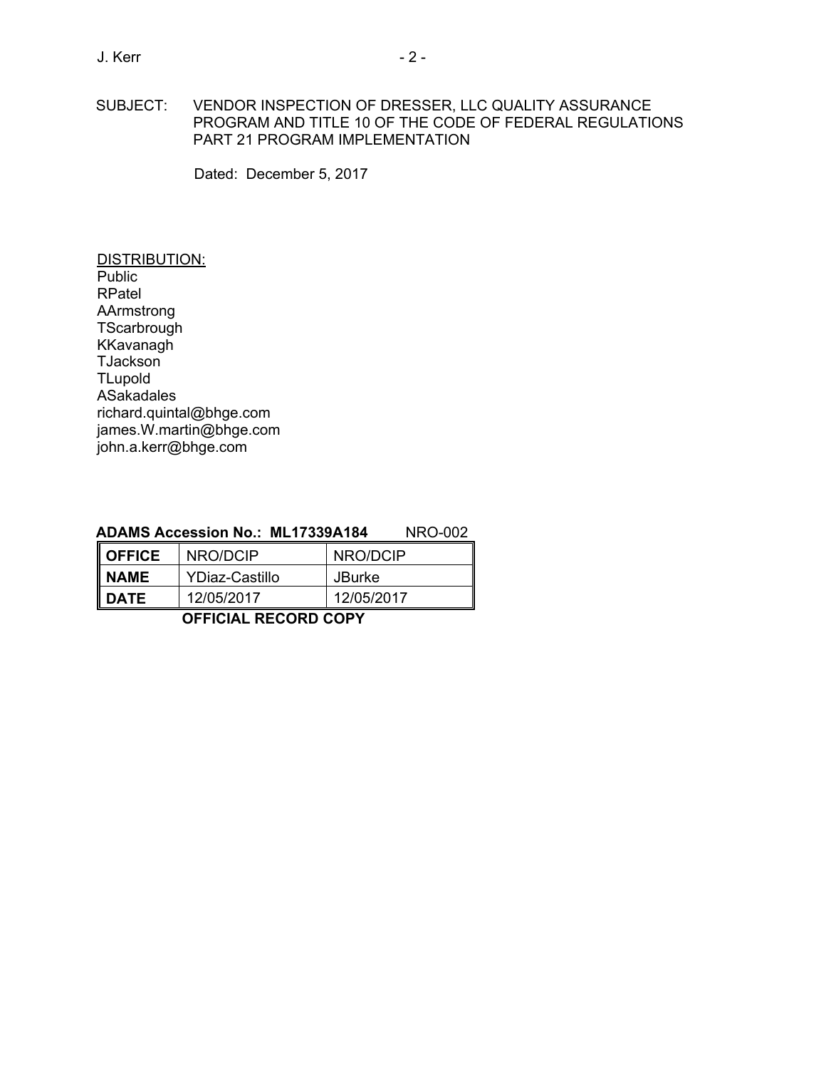SUBJECT: VENDOR INSPECTION OF DRESSER, LLC QUALITY ASSURANCE PROGRAM AND TITLE 10 OF THE CODE OF FEDERAL REGULATIONS PART 21 PROGRAM IMPLEMENTATION

Dated: December 5, 2017

DISTRIBUTION:
Public
RPatel
AArmstrong
TScarbrough
KKavanagh
TJackson
TLupold
ASakadales
richard.quintal@bhge.com
james.W.martin@bhge.com
john.a.kerr@bhge.com

**ADAMS Accession No.: ML17339A184** NRO-002

| **OFFICE** | NRO/DCIP | NRO/DCIP |
|---|---|---|
| **NAME** | YDiaz-Castillo | JBurke |
| **DATE** | 12/05/2017 | 12/05/2017 |

**OFFICIAL RECORD COPY**